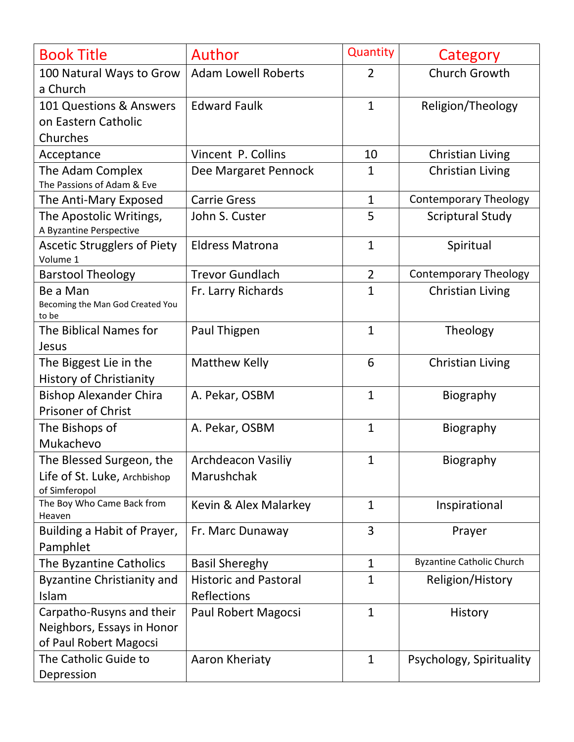| Book Title | Author | Quantity | Category |
|---|---|---|---|
| 100 Natural Ways to Grow a Church | Adam Lowell Roberts | 2 | Church Growth |
| 101 Questions & Answers on Eastern Catholic Churches | Edward Faulk | 1 | Religion/Theology |
| Acceptance | Vincent P. Collins | 10 | Christian Living |
| The Adam Complex The Passions of Adam & Eve | Dee Margaret Pennock | 1 | Christian Living |
| The Anti-Mary Exposed | Carrie Gress | 1 | Contemporary Theology |
| The Apostolic Writings, A Byzantine Perspective | John S. Custer | 5 | Scriptural Study |
| Ascetic Strugglers of Piety Volume 1 | Eldress Matrona | 1 | Spiritual |
| Barstool Theology | Trevor Gundlach | 2 | Contemporary Theology |
| Be a Man Becoming the Man God Created You to be | Fr. Larry Richards | 1 | Christian Living |
| The Biblical Names for Jesus | Paul Thigpen | 1 | Theology |
| The Biggest Lie in the History of Christianity | Matthew Kelly | 6 | Christian Living |
| Bishop Alexander Chira Prisoner of Christ | A. Pekar, OSBM | 1 | Biography |
| The Bishops of Mukachevo | A. Pekar, OSBM | 1 | Biography |
| The Blessed Surgeon, the Life of St. Luke, Archbishop of Simferopol | Archdeacon Vasiliy Marushchak | 1 | Biography |
| The Boy Who Came Back from Heaven | Kevin & Alex Malarkey | 1 | Inspirational |
| Building a Habit of Prayer, Pamphlet | Fr. Marc Dunaway | 3 | Prayer |
| The Byzantine Catholics | Basil Shereghy | 1 | Byzantine Catholic Church |
| Byzantine Christianity and Islam | Historic and Pastoral Reflections | 1 | Religion/History |
| Carpatho-Rusyns and their Neighbors, Essays in Honor of Paul Robert Magocsi | Paul Robert Magocsi | 1 | History |
| The Catholic Guide to Depression | Aaron Kheriaty | 1 | Psychology, Spirituality |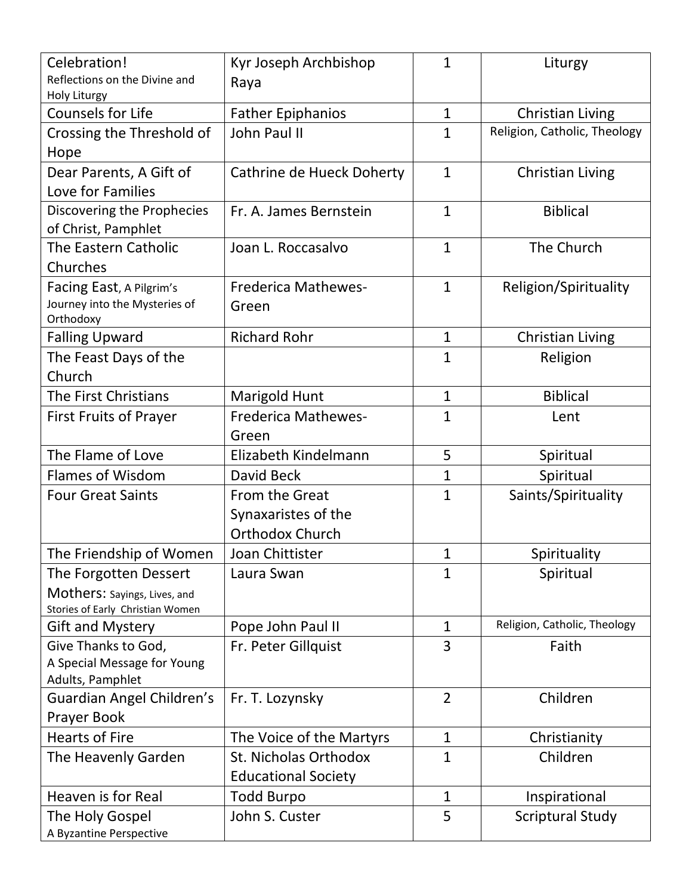| Celebration! Reflections on the Divine and Holy Liturgy | Kyr Joseph Archbishop Raya | 1 | Liturgy |
|---|---|---|---|
| Counsels for Life | Father Epiphanios | 1 | Christian Living |
| Crossing the Threshold of Hope | John Paul II | 1 | Religion, Catholic, Theology |
| Dear Parents, A Gift of Love for Families | Cathrine de Hueck Doherty | 1 | Christian Living |
| Discovering the Prophecies of Christ, Pamphlet | Fr. A. James Bernstein | 1 | Biblical |
| The Eastern Catholic Churches | Joan L. Roccasalvo | 1 | The Church |
| Facing East, A Pilgrim's Journey into the Mysteries of Orthodoxy | Frederica Mathewes-Green | 1 | Religion/Spirituality |
| Falling Upward | Richard Rohr | 1 | Christian Living |
| The Feast Days of the Church | | 1 | Religion |
| The First Christians | Marigold Hunt | 1 | Biblical |
| First Fruits of Prayer | Frederica Mathewes-Green | 1 | Lent |
| The Flame of Love | Elizabeth Kindelmann | 5 | Spiritual |
| Flames of Wisdom | David Beck | 1 | Spiritual |
| Four Great Saints | From the Great Synaxaristes of the Orthodox Church | 1 | Saints/Spirituality |
| The Friendship of Women | Joan Chittister | 1 | Spirituality |
| The Forgotten Dessert Mothers: Sayings, Lives, and Stories of Early Christian Women | Laura Swan | 1 | Spiritual |
| Gift and Mystery | Pope John Paul II | 1 | Religion, Catholic, Theology |
| Give Thanks to God, A Special Message for Young Adults, Pamphlet | Fr. Peter Gillquist | 3 | Faith |
| Guardian Angel Children's Prayer Book | Fr. T. Lozynsky | 2 | Children |
| Hearts of Fire | The Voice of the Martyrs | 1 | Christianity |
| The Heavenly Garden | St. Nicholas Orthodox Educational Society | 1 | Children |
| Heaven is for Real | Todd Burpo | 1 | Inspirational |
| The Holy Gospel A Byzantine Perspective | John S. Custer | 5 | Scriptural Study |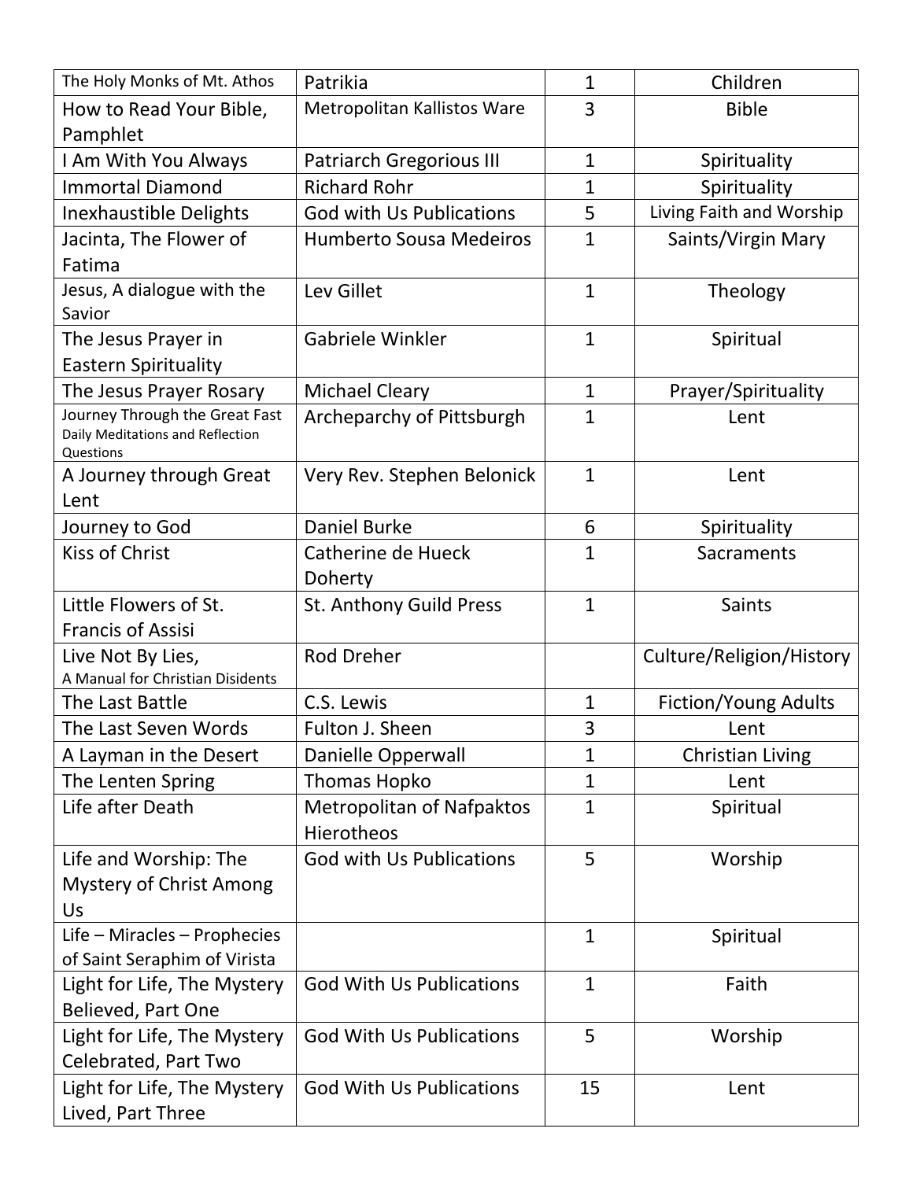| The Holy Monks of Mt. Athos | Patrikia | 1 | Children |
|---|---|---|---|
| How to Read Your Bible, Pamphlet | Metropolitan Kallistos Ware | 3 | Bible |
| I Am With You Always | Patriarch Gregorious III | 1 | Spirituality |
| Immortal Diamond | Richard Rohr | 1 | Spirituality |
| Inexhaustible Delights | God with Us Publications | 5 | Living Faith and Worship |
| Jacinta, The Flower of Fatima | Humberto Sousa Medeiros | 1 | Saints/Virgin Mary |
| Jesus, A dialogue with the Savior | Lev Gillet | 1 | Theology |
| The Jesus Prayer in Eastern Spirituality | Gabriele Winkler | 1 | Spiritual |
| The Jesus Prayer Rosary | Michael Cleary | 1 | Prayer/Spirituality |
| Journey Through the Great Fast Daily Meditations and Reflection Questions | Archeparchy of Pittsburgh | 1 | Lent |
| A Journey through Great Lent | Very Rev. Stephen Belonick | 1 | Lent |
| Journey to God | Daniel Burke | 6 | Spirituality |
| Kiss of Christ | Catherine de Hueck Doherty | 1 | Sacraments |
| Little Flowers of St. Francis of Assisi | St. Anthony Guild Press | 1 | Saints |
| Live Not By Lies, A Manual for Christian Disidents | Rod Dreher | | Culture/Religion/History |
| The Last Battle | C.S. Lewis | 1 | Fiction/Young Adults |
| The Last Seven Words | Fulton J. Sheen | 3 | Lent |
| A Layman in the Desert | Danielle Opperwall | 1 | Christian Living |
| The Lenten Spring | Thomas Hopko | 1 | Lent |
| Life after Death | Metropolitan of Nafpaktos Hierotheos | 1 | Spiritual |
| Life and Worship: The Mystery of Christ Among Us | God with Us Publications | 5 | Worship |
| Life – Miracles – Prophecies of Saint Seraphim of Virista | | 1 | Spiritual |
| Light for Life, The Mystery Believed, Part One | God With Us Publications | 1 | Faith |
| Light for Life, The Mystery Celebrated, Part Two | God With Us Publications | 5 | Worship |
| Light for Life, The Mystery Lived, Part Three | God With Us Publications | 15 | Lent |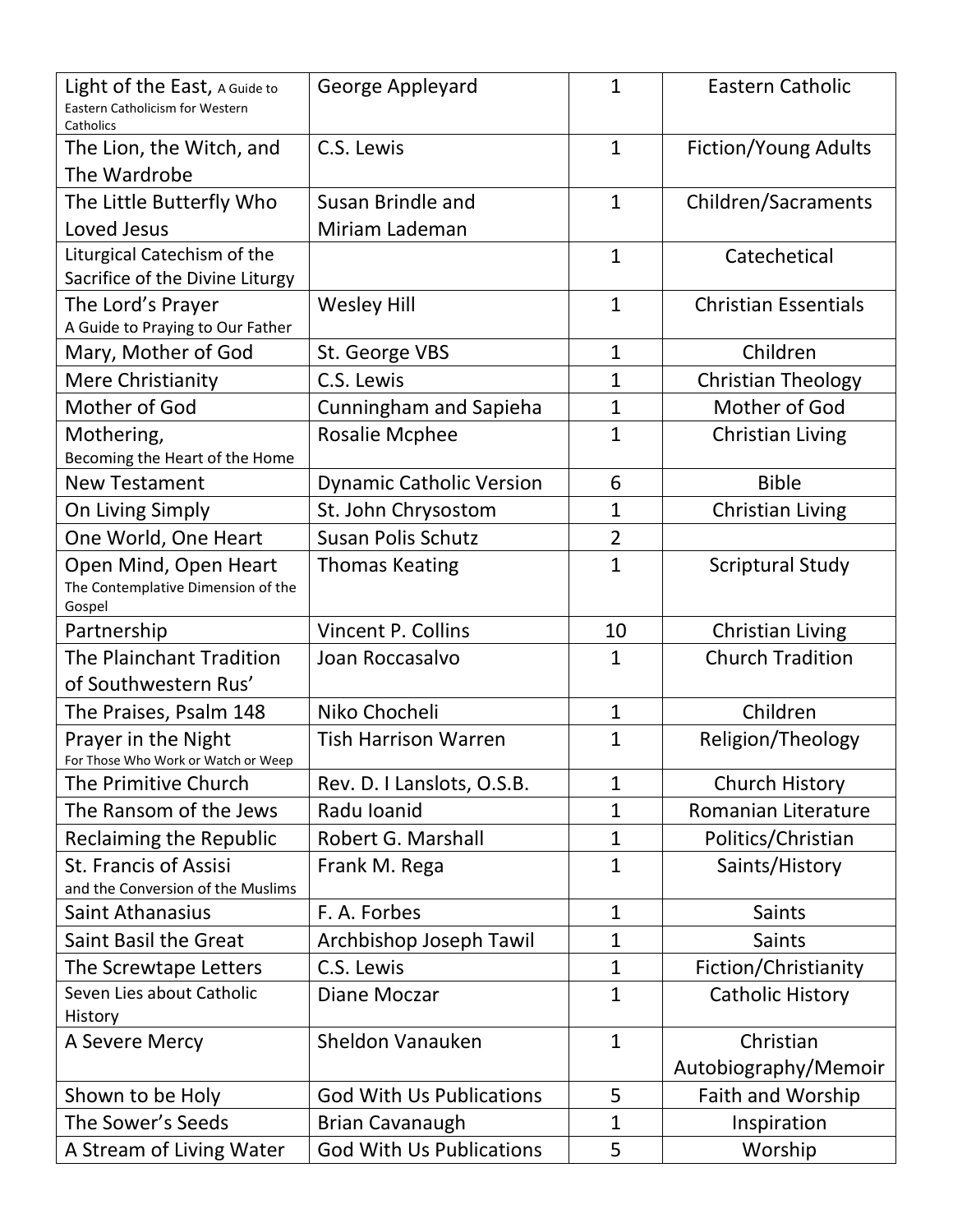| Light of the East, A Guide to Eastern Catholicism for Western Catholics | George Appleyard | 1 | Eastern Catholic |
|---|---|---|---|
| The Lion, the Witch, and The Wardrobe | C.S. Lewis | 1 | Fiction/Young Adults |
| The Little Butterfly Who Loved Jesus | Susan Brindle and Miriam Lademan | 1 | Children/Sacraments |
| Liturgical Catechism of the Sacrifice of the Divine Liturgy | | 1 | Catechetical |
| The Lord's Prayer A Guide to Praying to Our Father | Wesley Hill | 1 | Christian Essentials |
| Mary, Mother of God | St. George VBS | 1 | Children |
| Mere Christianity | C.S. Lewis | 1 | Christian Theology |
| Mother of God | Cunningham and Sapieha | 1 | Mother of God |
| Mothering, Becoming the Heart of the Home | Rosalie Mcphee | 1 | Christian Living |
| New Testament | Dynamic Catholic Version | 6 | Bible |
| On Living Simply | St. John Chrysostom | 1 | Christian Living |
| One World, One Heart | Susan Polis Schutz | 2 | |
| Open Mind, Open Heart The Contemplative Dimension of the Gospel | Thomas Keating | 1 | Scriptural Study |
| Partnership | Vincent P. Collins | 10 | Christian Living |
| The Plainchant Tradition of Southwestern Rus' | Joan Roccasalvo | 1 | Church Tradition |
| The Praises, Psalm 148 | Niko Chocheli | 1 | Children |
| Prayer in the Night For Those Who Work or Watch or Weep | Tish Harrison Warren | 1 | Religion/Theology |
| The Primitive Church | Rev. D. I Lanslots, O.S.B. | 1 | Church History |
| The Ransom of the Jews | Radu Ioanid | 1 | Romanian Literature |
| Reclaiming the Republic | Robert G. Marshall | 1 | Politics/Christian |
| St. Francis of Assisi and the Conversion of the Muslims | Frank M. Rega | 1 | Saints/History |
| Saint Athanasius | F. A. Forbes | 1 | Saints |
| Saint Basil the Great | Archbishop Joseph Tawil | 1 | Saints |
| The Screwtape Letters | C.S. Lewis | 1 | Fiction/Christianity |
| Seven Lies about Catholic History | Diane Moczar | 1 | Catholic History |
| A Severe Mercy | Sheldon Vanauken | 1 | Christian Autobiography/Memoir |
| Shown to be Holy | God With Us Publications | 5 | Faith and Worship |
| The Sower's Seeds | Brian Cavanaugh | 1 | Inspiration |
| A Stream of Living Water | God With Us Publications | 5 | Worship |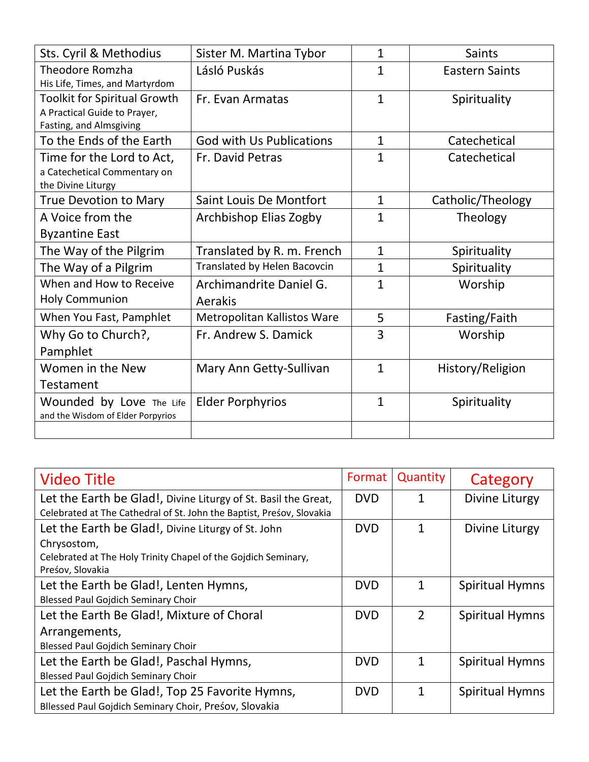| Sts. Cyril & Methodius | Sister M. Martina Tybor | 1 | Saints |
|---|---|---|---|
| Theodore Romzha<br>His Life, Times, and Martyrdom | Lásló Puskás | 1 | Eastern Saints |
| Toolkit for Spiritual Growth<br>A Practical Guide to Prayer, Fasting, and Almsgiving | Fr. Evan Armatas | 1 | Spirituality |
| To the Ends of the Earth | God with Us Publications | 1 | Catechetical |
| Time for the Lord to Act,<br>a Catechetical Commentary on the Divine Liturgy | Fr. David Petras | 1 | Catechetical |
| True Devotion to Mary | Saint Louis De Montfort | 1 | Catholic/Theology |
| A Voice from the Byzantine East | Archbishop Elias Zogby | 1 | Theology |
| The Way of the Pilgrim | Translated by R. m. French | 1 | Spirituality |
| The Way of a Pilgrim | Translated by Helen Bacovcin | 1 | Spirituality |
| When and How to Receive Holy Communion | Archimandrite Daniel G. Aerakis | 1 | Worship |
| When You Fast, Pamphlet | Metropolitan Kallistos Ware | 5 | Fasting/Faith |
| Why Go to Church?, Pamphlet | Fr. Andrew S. Damick | 3 | Worship |
| Women in the New Testament | Mary Ann Getty-Sullivan | 1 | History/Religion |
| Wounded by Love The Life and the Wisdom of Elder Porpyrios | Elder Porphyrios | 1 | Spirituality |
| | | | |

| Video Title | Format | Quantity | Category |
|---|---|---|---|
| Let the Earth be Glad!, Divine Liturgy of St. Basil the Great,<br>Celebrated at The Cathedral of St. John the Baptist, Prešov, Slovakia | DVD | 1 | Divine Liturgy |
| Let the Earth be Glad!, Divine Liturgy of St. John Chrysostom,<br>Celebrated at The Holy Trinity Chapel of the Gojdich Seminary, Prešov, Slovakia | DVD | 1 | Divine Liturgy |
| Let the Earth be Glad!, Lenten Hymns,<br>Blessed Paul Gojdich Seminary Choir | DVD | 1 | Spiritual Hymns |
| Let the Earth Be Glad!, Mixture of Choral Arrangements,<br>Blessed Paul Gojdich Seminary Choir | DVD | 2 | Spiritual Hymns |
| Let the Earth be Glad!, Paschal Hymns,<br>Blessed Paul Gojdich Seminary Choir | DVD | 1 | Spiritual Hymns |
| Let the Earth be Glad!, Top 25 Favorite Hymns,<br>Bllessed Paul Gojdich Seminary Choir, Prešov, Slovakia | DVD | 1 | Spiritual Hymns |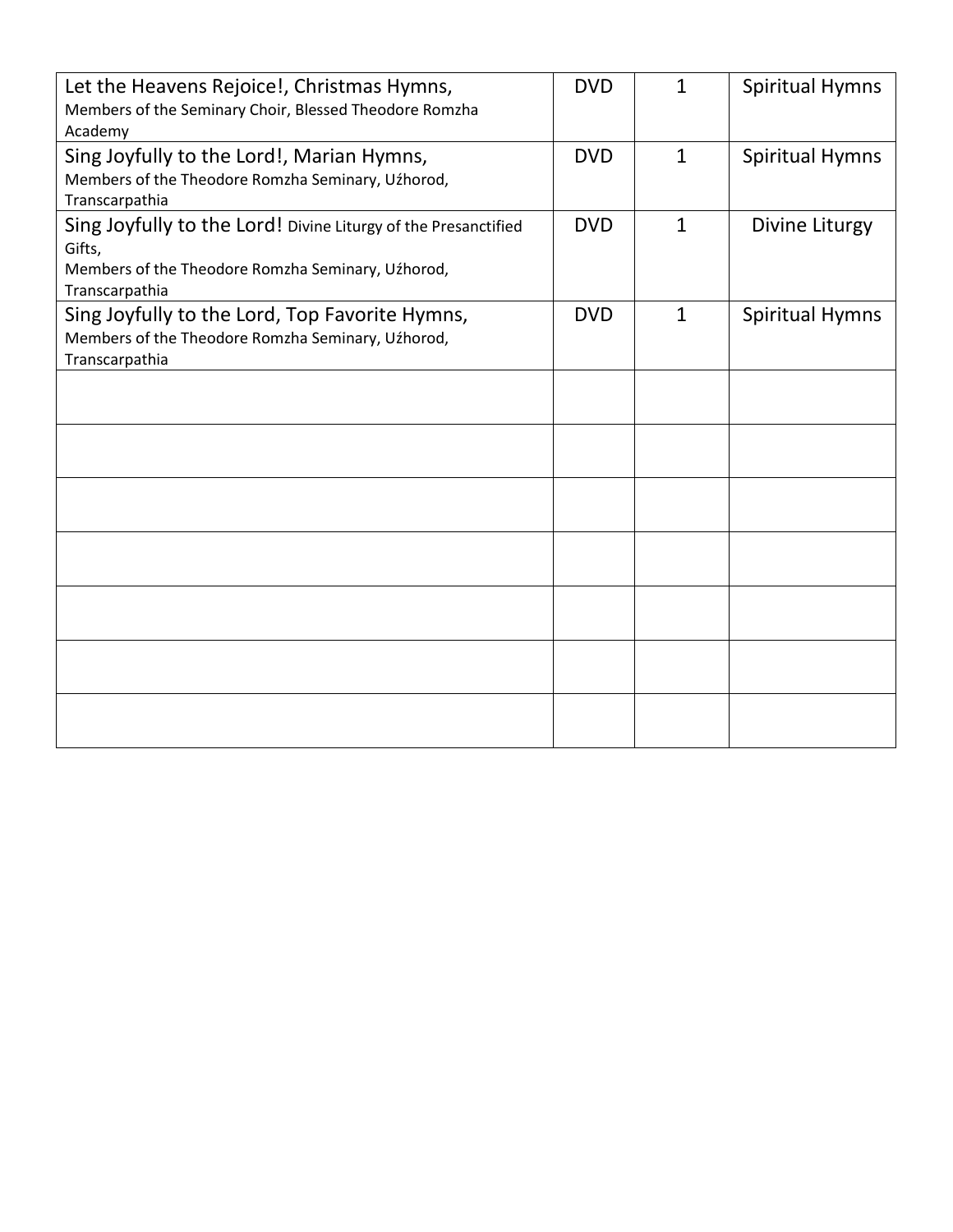| | | | |
|---|---|---|---|
| Let the Heavens Rejoice!, Christmas Hymns,<br>Members of the Seminary Choir, Blessed Theodore Romzha Academy | DVD | 1 | Spiritual Hymns |
| Sing Joyfully to the Lord!, Marian Hymns,<br>Members of the Theodore Romzha Seminary, Uźhorod, Transcarpathia | DVD | 1 | Spiritual Hymns |
| Sing Joyfully to the Lord! Divine Liturgy of the Presanctified Gifts,<br>Members of the Theodore Romzha Seminary, Uźhorod, Transcarpathia | DVD | 1 | Divine Liturgy |
| Sing Joyfully to the Lord, Top Favorite Hymns,<br>Members of the Theodore Romzha Seminary, Uźhorod, Transcarpathia | DVD | 1 | Spiritual Hymns |
| | | | |
| | | | |
| | | | |
| | | | |
| | | | |
| | | | |
| | | | |